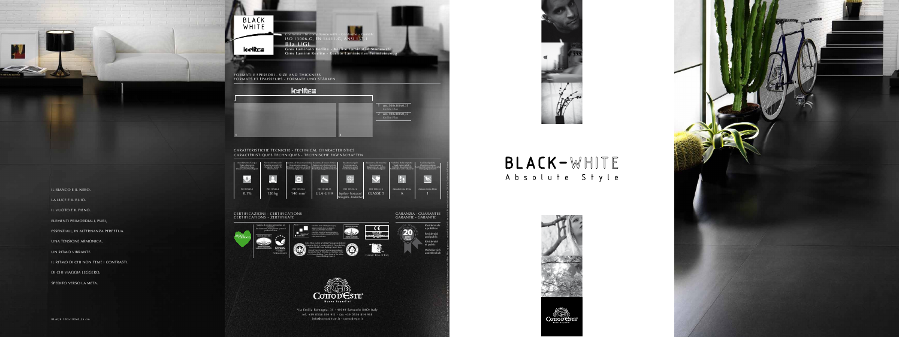IL BIANCO E IL NERO.

LA LUCE E IL BUIO.

IL VUOTO E IL PIENO.

ELEMENTI PRIMORDIALI, PURI,

ESSENZIALI, IN ALTERNANZA PERPETUA.

UNA TENSIONE ARMONICA,

UN RITMO VIBRANTE.

IL RITMO DI CHI NON TEME I CONTRASTI.

DI CHI VIAGGIA LEGGERO,

SPEDITO VERSO LA META.

BLACK 100x100x0,35 cm

BLACK WHITE

Conforme - In compliance with - Conforme - Gemäß:
ISO 13006-G, EN 14411-G, ANSI 137.1

**Bla UGL**

**Gres Laminato Kerlite - Kerlite Laminated Stoneware**
**Grès Laminé Kerlite - Kerlite Laminiertes Feinsteinzeug**

## FORMATI E SPESSORI - SIZE AND THICKNESS
## FORMATS ET ÉPAISSEURS - FORMATE UND STÄRKEN

kerlite

1 cm. 300x100x0,35 Kerlite Plus

2 cm. 100x100x0,35 Kerlite Plus

## CARATTERISTICHE TECNICHE - TECHNICAL CHARACTERISTICS
## CARACTÉRISTIQUES TECHNIQUES - TECHNISCHE EIGENSCHAFTEN

| ISO 10545.3 | ISO 10545.4 | ISO 10545.6 | ISO 10545.13 | ISO 10545.12 | ISO 10545.14 | Metodo Cotto d'Este | Metodo Cotto d'Este |
|---|---|---|---|---|---|---|---|
| 0,1% | 126 kg | 146 mm³ | ULA-UHA | Ingelivo - Frost proof Non gélif - Frostsicher | CLASSE 5 | A | 1 |

## CERTIFICAZIONI - CERTIFICATIONS
## CERTIFICATIONS - ZERTIFIKATE

Ceramic Tiles of Italy

## GARANZIA - GUARANTEE
## GARANTIE - GARANTIE

20 YEARS

Residenziale e pubblico

Residential and public

Résidentiel et public

Wohnbereich und öffentlich

COTTO D'ESTE Nuove Superfici

Via Emilia Romagna, 31 - 41049 Sassuolo (MO) Italy
tel. +39 0536 814 911 - fax +39 0536 814 918
info@cottodeste.it - cottodeste.it

BLACK-WHITE
Absolute Style

COTTO D'ESTE Nuove Superfici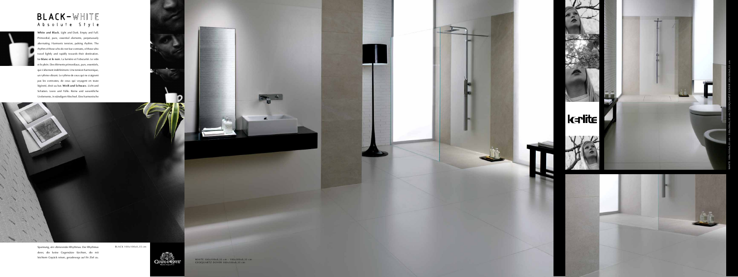# BLACK-WHITE

## Absolute Style

**White and Black.** Light and Dark. Empty and Full. Primordial, pure, essential elements, perpetuously alternating. Harmonic tension, pulsing rhythm. The rhythm of those who do not fear contrasts, of those who travel lightly and rapidly towards their destination. **Le blanc et le noir.** La lumière et l'obscurité. Le vide et le plein. Des éléments primordiaux, purs, essentiels, qui s'alternent indéfiniment. Une tension harmonique, un rythme vibrant. Le rythme de ceux qui ne craignent pas les contrastes, de ceux qui voyagent en toute légèreté, droit au but. **Weiß and Schwarz.** Licht und Schatten. Leere und Fülle. Reine und wesentliche Urelemente, in ständigem Wechsel. Eine harmonische Spannung, ein vibrierender Rhythmus. Der Rhythmus derer, die keine Gegensätze fürchten, die mit leichtem Gepäck reisen, geradewegs auf ihr Ziel zu.

BLACK 100x100x0,35 cm

WHITE 100x300x0,35 cm - 100x300x0,35 cm
GEOQUARTZ DOVER 100x100x0,35 cm

kerlite

WHITE 100x100x0,35 cm - 100x300x0,35 cm / GEOQUARTZ DOVER 100x100x0,35 cm